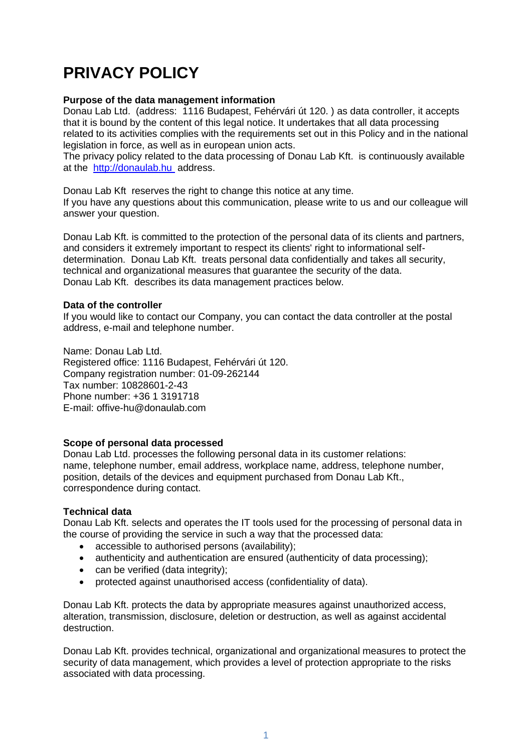# PRIVACY POLICY

**Purpose of the data management information**

Donau Lab Ltd. (address: 1116 Budapest, Fehérvári út 120. ) as data controller, it accepts that it is bound by the content of this legal notice. It undertakes that all data processing related to its activities complies with the requirements set out in this Policy and in the national legislation in force, as well as in european union acts.
The privacy policy related to the data processing of Donau Lab Kft. is continuously available at the [http://donaulab.hu](http://donaulab.hu) address.

Donau Lab Kft reserves the right to change this notice at any time.
If you have any questions about this communication, please write to us and our colleague will answer your question.

Donau Lab Kft. is committed to the protection of the personal data of its clients and partners, and considers it extremely important to respect its clients' right to informational self-determination. Donau Lab Kft. treats personal data confidentially and takes all security, technical and organizational measures that guarantee the security of the data.
Donau Lab Kft. describes its data management practices below.

**Data of the controller**

If you would like to contact our Company, you can contact the data controller at the postal address, e-mail and telephone number.

Name: Donau Lab Ltd.
Registered office: 1116 Budapest, Fehérvári út 120.
Company registration number: 01-09-262144
Tax number: 10828601-2-43
Phone number: +36 1 3191718
E-mail: offive-hu@donaulab.com

**Scope of personal data processed**

Donau Lab Ltd. processes the following personal data in its customer relations:
name, telephone number, email address, workplace name, address, telephone number, position, details of the devices and equipment purchased from Donau Lab Kft., correspondence during contact.

**Technical data**

Donau Lab Kft. selects and operates the IT tools used for the processing of personal data in the course of providing the service in such a way that the processed data:

- accessible to authorised persons (availability);
- authenticity and authentication are ensured (authenticity of data processing);
- can be verified (data integrity);
- protected against unauthorised access (confidentiality of data).

Donau Lab Kft. protects the data by appropriate measures against unauthorized access, alteration, transmission, disclosure, deletion or destruction, as well as against accidental destruction.

Donau Lab Kft. provides technical, organizational and organizational measures to protect the security of data management, which provides a level of protection appropriate to the risks associated with data processing.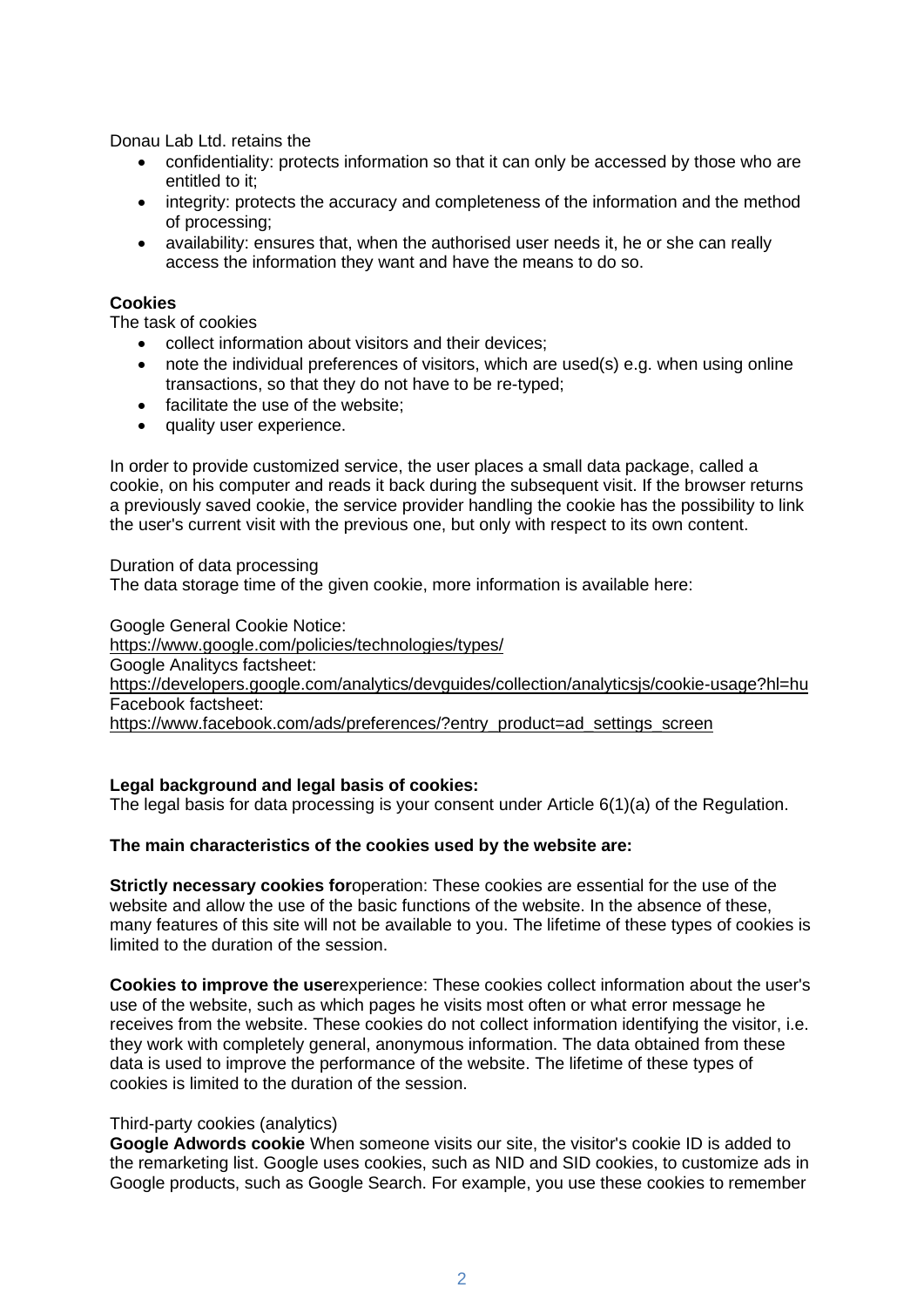Donau Lab Ltd. retains the

- confidentiality: protects information so that it can only be accessed by those who are entitled to it;
- integrity: protects the accuracy and completeness of the information and the method of processing;
- availability: ensures that, when the authorised user needs it, he or she can really access the information they want and have the means to do so.

**Cookies**

The task of cookies

- collect information about visitors and their devices;
- note the individual preferences of visitors, which are used(s) e.g. when using online transactions, so that they do not have to be re-typed;
- facilitate the use of the website;
- quality user experience.

In order to provide customized service, the user places a small data package, called a cookie, on his computer and reads it back during the subsequent visit. If the browser returns a previously saved cookie, the service provider handling the cookie has the possibility to link the user's current visit with the previous one, but only with respect to its own content.

Duration of data processing

The data storage time of the given cookie, more information is available here:

Google General Cookie Notice:
https://www.google.com/policies/technologies/types/
Google Analitycs factsheet:
https://developers.google.com/analytics/devguides/collection/analyticsjs/cookie-usage?hl=hu
Facebook factsheet:
https://www.facebook.com/ads/preferences/?entry_product=ad_settings_screen

**Legal background and legal basis of cookies:**

The legal basis for data processing is your consent under Article 6(1)(a) of the Regulation.

**The main characteristics of the cookies used by the website are:**

**Strictly necessary cookies for**operation: These cookies are essential for the use of the website and allow the use of the basic functions of the website. In the absence of these, many features of this site will not be available to you. The lifetime of these types of cookies is limited to the duration of the session.

**Cookies to improve the user**experience: These cookies collect information about the user's use of the website, such as which pages he visits most often or what error message he receives from the website. These cookies do not collect information identifying the visitor, i.e. they work with completely general, anonymous information. The data obtained from these data is used to improve the performance of the website. The lifetime of these types of cookies is limited to the duration of the session.

Third-party cookies (analytics)

**Google Adwords cookie** When someone visits our site, the visitor's cookie ID is added to the remarketing list. Google uses cookies, such as NID and SID cookies, to customize ads in Google products, such as Google Search. For example, you use these cookies to remember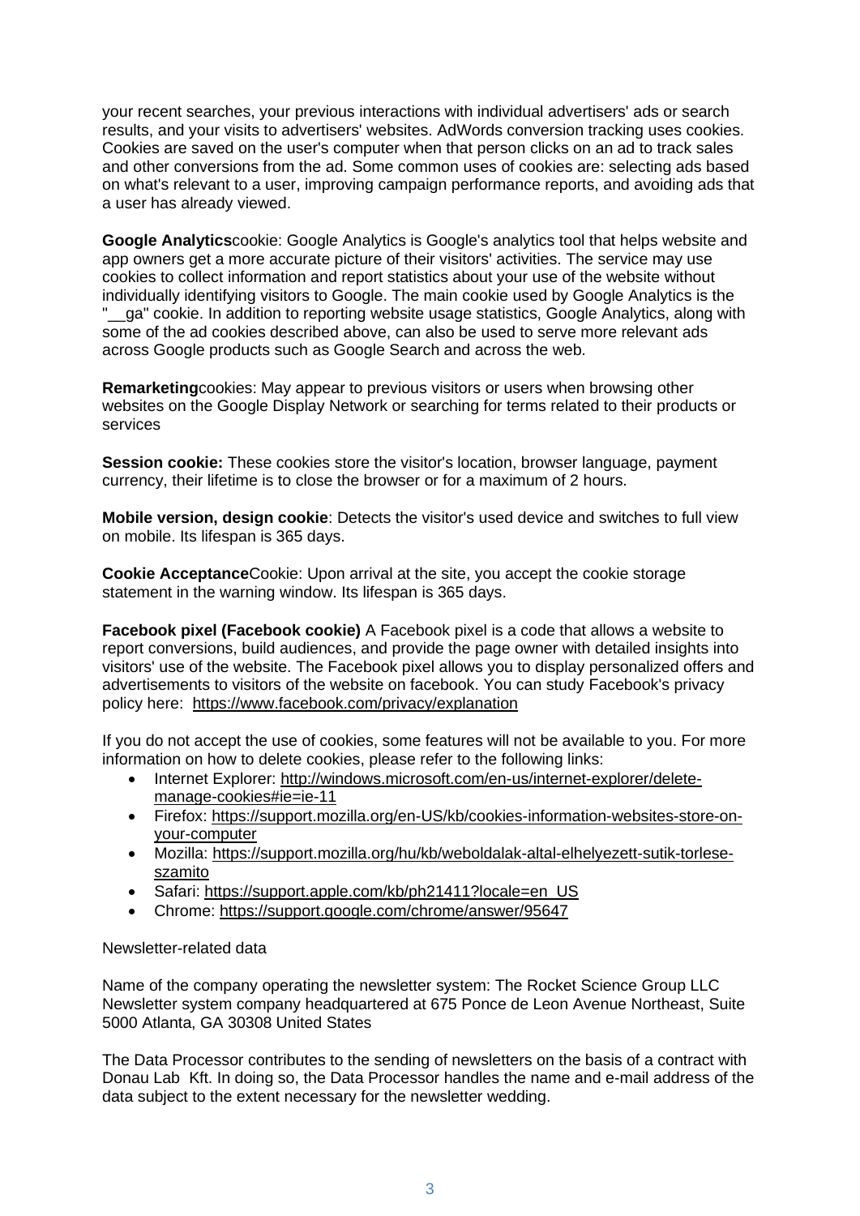your recent searches, your previous interactions with individual advertisers' ads or search results, and your visits to advertisers' websites. AdWords conversion tracking uses cookies. Cookies are saved on the user's computer when that person clicks on an ad to track sales and other conversions from the ad. Some common uses of cookies are: selecting ads based on what's relevant to a user, improving campaign performance reports, and avoiding ads that a user has already viewed.

**Google Analytics**cookie: Google Analytics is Google's analytics tool that helps website and app owners get a more accurate picture of their visitors' activities. The service may use cookies to collect information and report statistics about your use of the website without individually identifying visitors to Google. The main cookie used by Google Analytics is the "__ga" cookie. In addition to reporting website usage statistics, Google Analytics, along with some of the ad cookies described above, can also be used to serve more relevant ads across Google products such as Google Search and across the web.

**Remarketing**cookies: May appear to previous visitors or users when browsing other websites on the Google Display Network or searching for terms related to their products or services

**Session cookie:** These cookies store the visitor's location, browser language, payment currency, their lifetime is to close the browser or for a maximum of 2 hours.

**Mobile version, design cookie**: Detects the visitor's used device and switches to full view on mobile. Its lifespan is 365 days.

**Cookie Acceptance**Cookie: Upon arrival at the site, you accept the cookie storage statement in the warning window. Its lifespan is 365 days.

**Facebook pixel (Facebook cookie)** A Facebook pixel is a code that allows a website to report conversions, build audiences, and provide the page owner with detailed insights into visitors' use of the website. The Facebook pixel allows you to display personalized offers and advertisements to visitors of the website on facebook. You can study Facebook's privacy policy here: https://www.facebook.com/privacy/explanation

If you do not accept the use of cookies, some features will not be available to you. For more information on how to delete cookies, please refer to the following links:

- Internet Explorer: http://windows.microsoft.com/en-us/internet-explorer/delete-manage-cookies#ie=ie-11
- Firefox: https://support.mozilla.org/en-US/kb/cookies-information-websites-store-on-your-computer
- Mozilla: https://support.mozilla.org/hu/kb/weboldalak-altal-elhelyezett-sutik-torlese-szamito
- Safari: https://support.apple.com/kb/ph21411?locale=en_US
- Chrome: https://support.google.com/chrome/answer/95647

Newsletter-related data

Name of the company operating the newsletter system: The Rocket Science Group LLC Newsletter system company headquartered at 675 Ponce de Leon Avenue Northeast, Suite 5000 Atlanta, GA 30308 United States

The Data Processor contributes to the sending of newsletters on the basis of a contract with Donau Lab Kft. In doing so, the Data Processor handles the name and e-mail address of the data subject to the extent necessary for the newsletter wedding.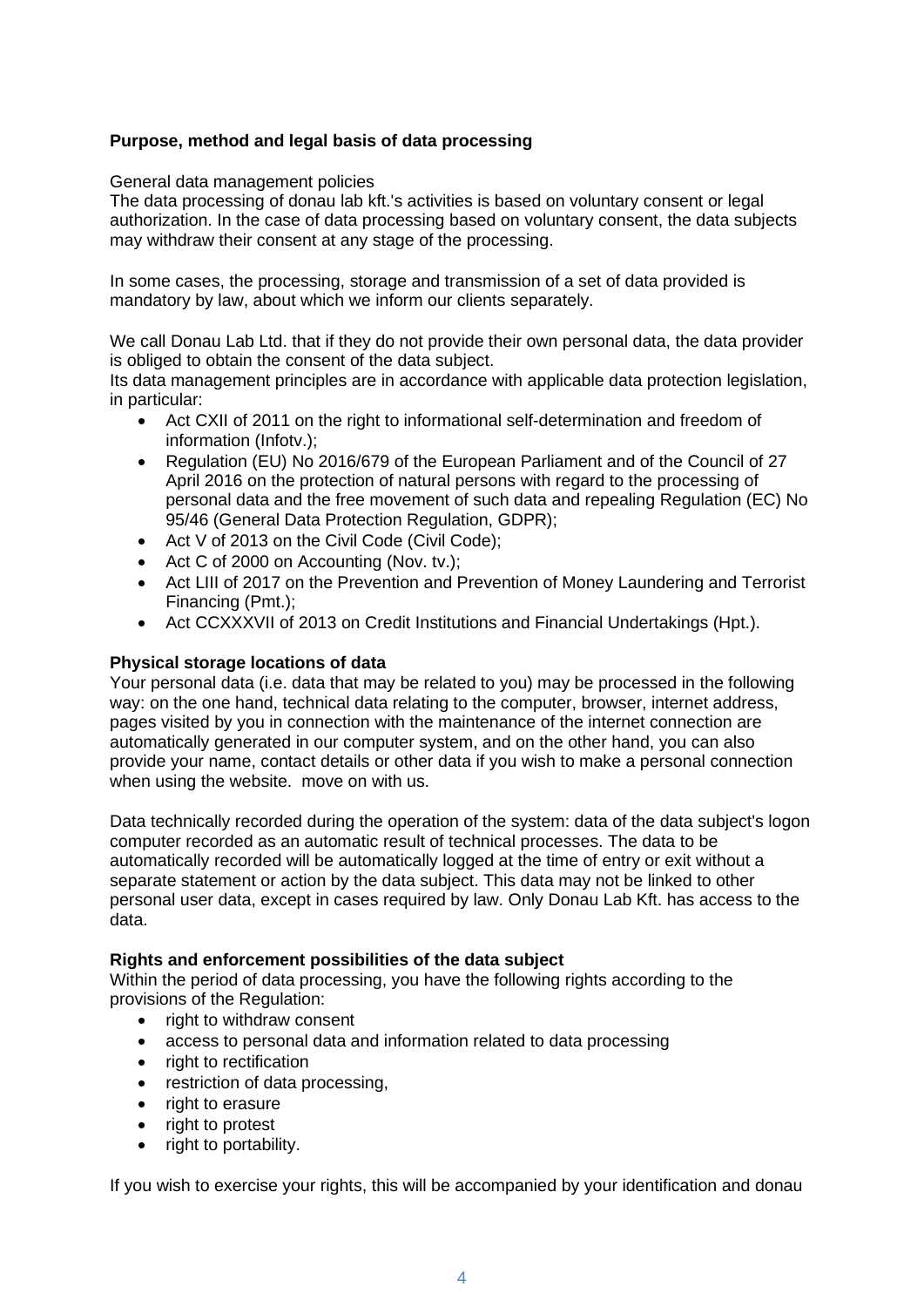**Purpose, method and legal basis of data processing**

General data management policies

The data processing of donau lab kft.'s activities is based on voluntary consent or legal authorization. In the case of data processing based on voluntary consent, the data subjects may withdraw their consent at any stage of the processing.

In some cases, the processing, storage and transmission of a set of data provided is mandatory by law, about which we inform our clients separately.

We call Donau Lab Ltd. that if they do not provide their own personal data, the data provider is obliged to obtain the consent of the data subject.

Its data management principles are in accordance with applicable data protection legislation, in particular:

- Act CXII of 2011 on the right to informational self-determination and freedom of information (Infotv.);
- Regulation (EU) No 2016/679 of the European Parliament and of the Council of 27 April 2016 on the protection of natural persons with regard to the processing of personal data and the free movement of such data and repealing Regulation (EC) No 95/46 (General Data Protection Regulation, GDPR);
- Act V of 2013 on the Civil Code (Civil Code);
- Act C of 2000 on Accounting (Nov. tv.);
- Act LIII of 2017 on the Prevention and Prevention of Money Laundering and Terrorist Financing (Pmt.);
- Act CCXXXVII of 2013 on Credit Institutions and Financial Undertakings (Hpt.).

**Physical storage locations of data**

Your personal data (i.e. data that may be related to you) may be processed in the following way: on the one hand, technical data relating to the computer, browser, internet address, pages visited by you in connection with the maintenance of the internet connection are automatically generated in our computer system, and on the other hand, you can also provide your name, contact details or other data if you wish to make a personal connection when using the website. move on with us.

Data technically recorded during the operation of the system: data of the data subject's logon computer recorded as an automatic result of technical processes. The data to be automatically recorded will be automatically logged at the time of entry or exit without a separate statement or action by the data subject. This data may not be linked to other personal user data, except in cases required by law. Only Donau Lab Kft. has access to the data.

**Rights and enforcement possibilities of the data subject**

Within the period of data processing, you have the following rights according to the provisions of the Regulation:

- right to withdraw consent
- access to personal data and information related to data processing
- right to rectification
- restriction of data processing,
- right to erasure
- right to protest
- right to portability.

If you wish to exercise your rights, this will be accompanied by your identification and donau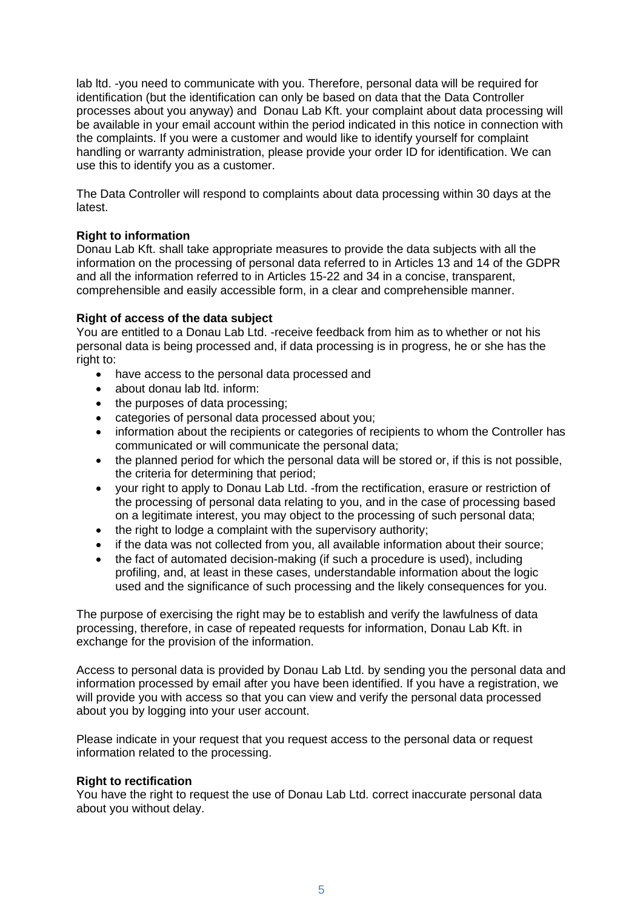lab ltd. -you need to communicate with you. Therefore, personal data will be required for identification (but the identification can only be based on data that the Data Controller processes about you anyway) and Donau Lab Kft. your complaint about data processing will be available in your email account within the period indicated in this notice in connection with the complaints. If you were a customer and would like to identify yourself for complaint handling or warranty administration, please provide your order ID for identification. We can use this to identify you as a customer.

The Data Controller will respond to complaints about data processing within 30 days at the latest.

**Right to information**

Donau Lab Kft. shall take appropriate measures to provide the data subjects with all the information on the processing of personal data referred to in Articles 13 and 14 of the GDPR and all the information referred to in Articles 15-22 and 34 in a concise, transparent, comprehensible and easily accessible form, in a clear and comprehensible manner.

**Right of access of the data subject**

You are entitled to a Donau Lab Ltd. -receive feedback from him as to whether or not his personal data is being processed and, if data processing is in progress, he or she has the right to:

- have access to the personal data processed and
- about donau lab ltd. inform:
- the purposes of data processing;
- categories of personal data processed about you;
- information about the recipients or categories of recipients to whom the Controller has communicated or will communicate the personal data;
- the planned period for which the personal data will be stored or, if this is not possible, the criteria for determining that period;
- your right to apply to Donau Lab Ltd. -from the rectification, erasure or restriction of the processing of personal data relating to you, and in the case of processing based on a legitimate interest, you may object to the processing of such personal data;
- the right to lodge a complaint with the supervisory authority;
- if the data was not collected from you, all available information about their source;
- the fact of automated decision-making (if such a procedure is used), including profiling, and, at least in these cases, understandable information about the logic used and the significance of such processing and the likely consequences for you.

The purpose of exercising the right may be to establish and verify the lawfulness of data processing, therefore, in case of repeated requests for information, Donau Lab Kft. in exchange for the provision of the information.

Access to personal data is provided by Donau Lab Ltd. by sending you the personal data and information processed by email after you have been identified. If you have a registration, we will provide you with access so that you can view and verify the personal data processed about you by logging into your user account.

Please indicate in your request that you request access to the personal data or request information related to the processing.

**Right to rectification**

You have the right to request the use of Donau Lab Ltd. correct inaccurate personal data about you without delay.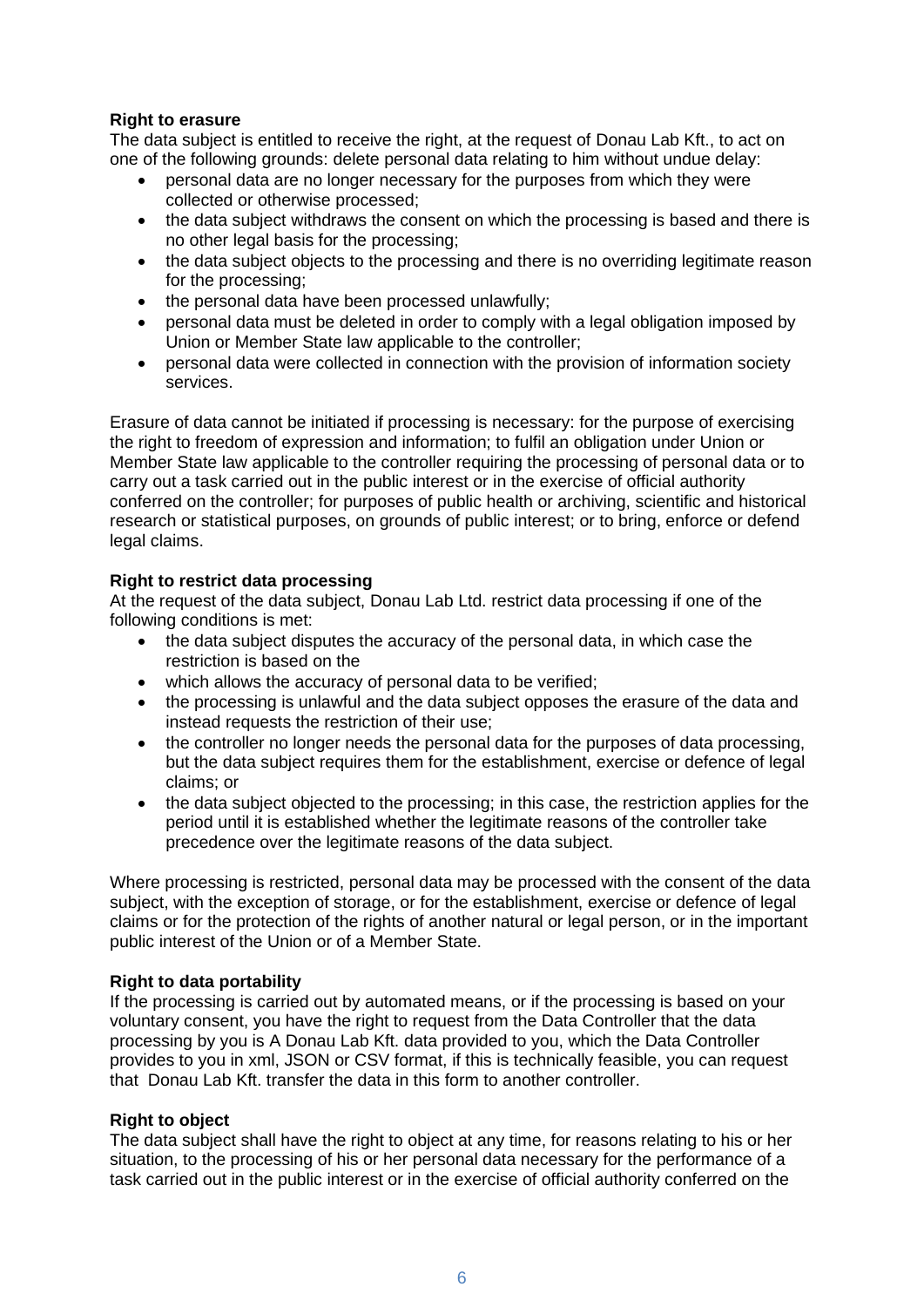**Right to erasure**

The data subject is entitled to receive the right, at the request of Donau Lab Kft., to act on one of the following grounds: delete personal data relating to him without undue delay:

- personal data are no longer necessary for the purposes from which they were collected or otherwise processed;
- the data subject withdraws the consent on which the processing is based and there is no other legal basis for the processing;
- the data subject objects to the processing and there is no overriding legitimate reason for the processing;
- the personal data have been processed unlawfully;
- personal data must be deleted in order to comply with a legal obligation imposed by Union or Member State law applicable to the controller;
- personal data were collected in connection with the provision of information society services.

Erasure of data cannot be initiated if processing is necessary: for the purpose of exercising the right to freedom of expression and information; to fulfil an obligation under Union or Member State law applicable to the controller requiring the processing of personal data or to carry out a task carried out in the public interest or in the exercise of official authority conferred on the controller; for purposes of public health or archiving, scientific and historical research or statistical purposes, on grounds of public interest; or to bring, enforce or defend legal claims.

**Right to restrict data processing**

At the request of the data subject, Donau Lab Ltd. restrict data processing if one of the following conditions is met:

- the data subject disputes the accuracy of the personal data, in which case the restriction is based on the
- which allows the accuracy of personal data to be verified;
- the processing is unlawful and the data subject opposes the erasure of the data and instead requests the restriction of their use;
- the controller no longer needs the personal data for the purposes of data processing, but the data subject requires them for the establishment, exercise or defence of legal claims; or
- the data subject objected to the processing; in this case, the restriction applies for the period until it is established whether the legitimate reasons of the controller take precedence over the legitimate reasons of the data subject.

Where processing is restricted, personal data may be processed with the consent of the data subject, with the exception of storage, or for the establishment, exercise or defence of legal claims or for the protection of the rights of another natural or legal person, or in the important public interest of the Union or of a Member State.

**Right to data portability**

If the processing is carried out by automated means, or if the processing is based on your voluntary consent, you have the right to request from the Data Controller that the data processing by you is A Donau Lab Kft. data provided to you, which the Data Controller provides to you in xml, JSON or CSV format, if this is technically feasible, you can request that Donau Lab Kft. transfer the data in this form to another controller.

**Right to object**

The data subject shall have the right to object at any time, for reasons relating to his or her situation, to the processing of his or her personal data necessary for the performance of a task carried out in the public interest or in the exercise of official authority conferred on the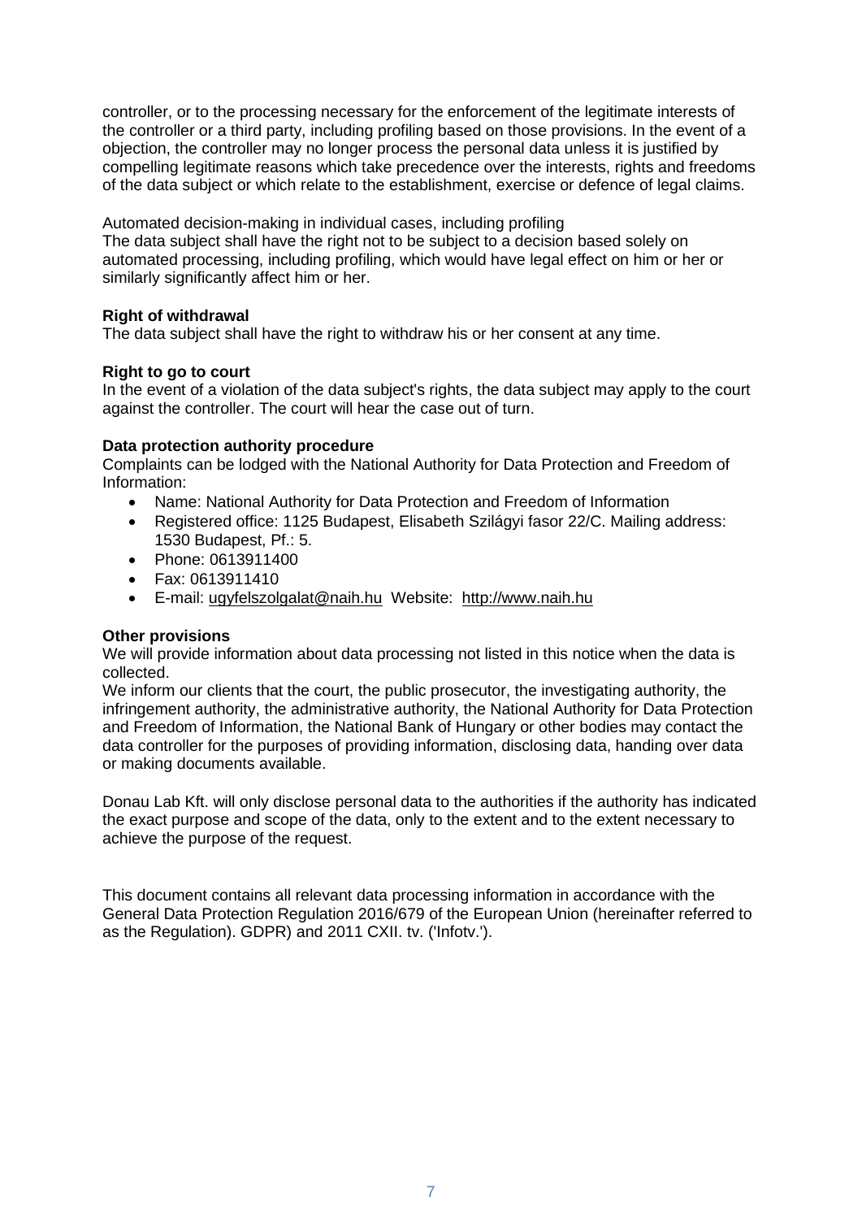controller, or to the processing necessary for the enforcement of the legitimate interests of the controller or a third party, including profiling based on those provisions. In the event of a objection, the controller may no longer process the personal data unless it is justified by compelling legitimate reasons which take precedence over the interests, rights and freedoms of the data subject or which relate to the establishment, exercise or defence of legal claims.

Automated decision-making in individual cases, including profiling
The data subject shall have the right not to be subject to a decision based solely on automated processing, including profiling, which would have legal effect on him or her or similarly significantly affect him or her.

**Right of withdrawal**
The data subject shall have the right to withdraw his or her consent at any time.

**Right to go to court**
In the event of a violation of the data subject's rights, the data subject may apply to the court against the controller. The court will hear the case out of turn.

**Data protection authority procedure**
Complaints can be lodged with the National Authority for Data Protection and Freedom of Information:

- Name: National Authority for Data Protection and Freedom of Information
- Registered office: 1125 Budapest, Elisabeth Szilágyi fasor 22/C. Mailing address: 1530 Budapest, Pf.: 5.
- Phone: 0613911400
- Fax: 0613911410
- E-mail: ugyfelszolgalat@naih.hu Website: http://www.naih.hu

**Other provisions**
We will provide information about data processing not listed in this notice when the data is collected.
We inform our clients that the court, the public prosecutor, the investigating authority, the infringement authority, the administrative authority, the National Authority for Data Protection and Freedom of Information, the National Bank of Hungary or other bodies may contact the data controller for the purposes of providing information, disclosing data, handing over data or making documents available.

Donau Lab Kft. will only disclose personal data to the authorities if the authority has indicated the exact purpose and scope of the data, only to the extent and to the extent necessary to achieve the purpose of the request.

This document contains all relevant data processing information in accordance with the General Data Protection Regulation 2016/679 of the European Union (hereinafter referred to as the Regulation). GDPR) and 2011 CXII. tv. ('Infotv.').